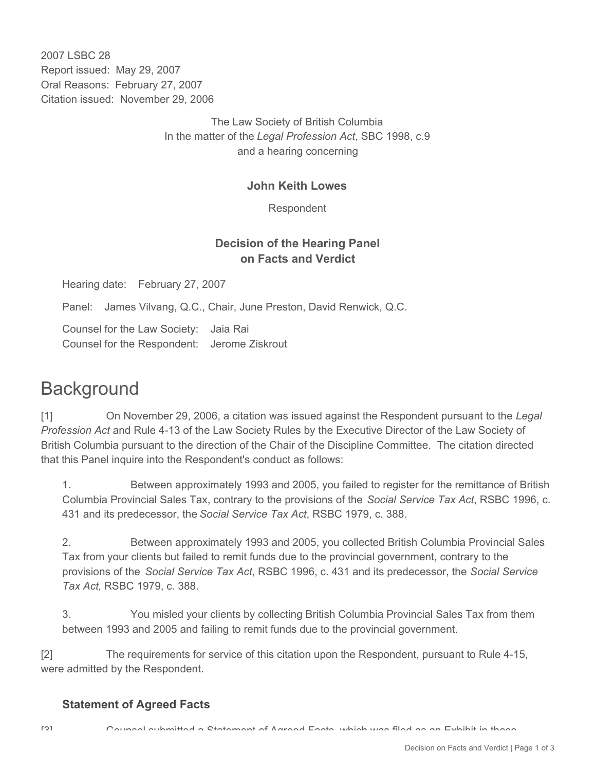2007 LSBC 28
Report issued: May 29, 2007
Oral Reasons: February 27, 2007
Citation issued: November 29, 2006

The Law Society of British Columbia
In the matter of the *Legal Profession Act*, SBC 1998, c.9
and a hearing concerning

**John Keith Lowes**

Respondent

**Decision of the Hearing Panel on Facts and Verdict**

Hearing date: February 27, 2007

Panel: James Vilvang, Q.C., Chair, June Preston, David Renwick, Q.C.

Counsel for the Law Society: Jaia Rai
Counsel for the Respondent: Jerome Ziskrout

# Background

[1] On November 29, 2006, a citation was issued against the Respondent pursuant to the *Legal Profession Act* and Rule 4-13 of the Law Society Rules by the Executive Director of the Law Society of British Columbia pursuant to the direction of the Chair of the Discipline Committee. The citation directed that this Panel inquire into the Respondent's conduct as follows:

1. Between approximately 1993 and 2005, you failed to register for the remittance of British Columbia Provincial Sales Tax, contrary to the provisions of the *Social Service Tax Act*, RSBC 1996, c. 431 and its predecessor, the *Social Service Tax Act*, RSBC 1979, c. 388.

2. Between approximately 1993 and 2005, you collected British Columbia Provincial Sales Tax from your clients but failed to remit funds due to the provincial government, contrary to the provisions of the *Social Service Tax Act*, RSBC 1996, c. 431 and its predecessor, the *Social Service Tax Act*, RSBC 1979, c. 388.

3. You misled your clients by collecting British Columbia Provincial Sales Tax from them between 1993 and 2005 and failing to remit funds due to the provincial government.

[2] The requirements for service of this citation upon the Respondent, pursuant to Rule 4-15, were admitted by the Respondent.

## Statement of Agreed Facts

[3] Counsel submitted a Statement of Agreed Facts, which was filed as an Exhibit in these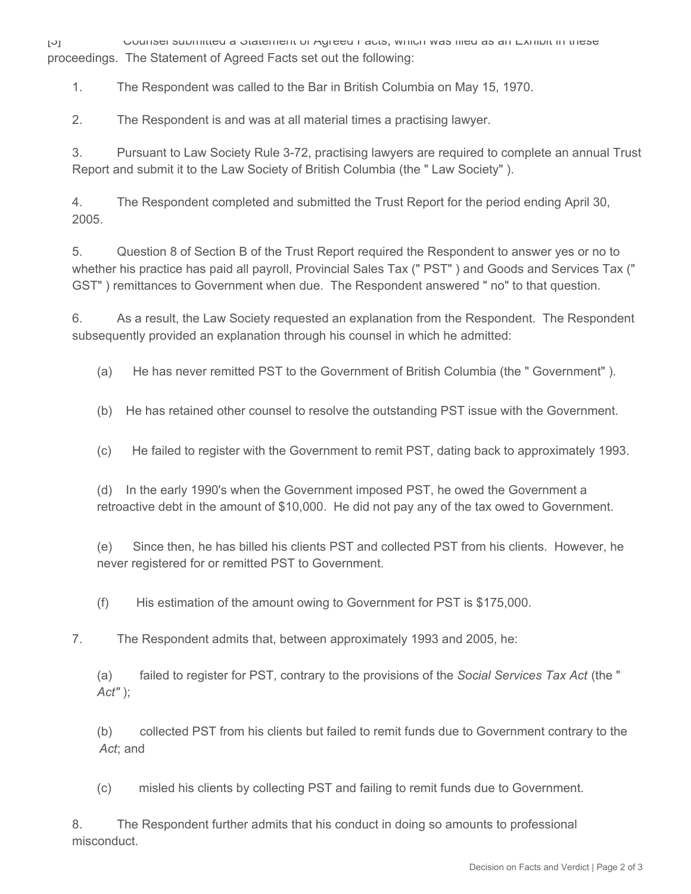[3] Counsel submitted a Statement of Agreed Facts, which was filed as an Exhibit in these proceedings. The Statement of Agreed Facts set out the following:

1. The Respondent was called to the Bar in British Columbia on May 15, 1970.

2. The Respondent is and was at all material times a practising lawyer.

3. Pursuant to Law Society Rule 3-72, practising lawyers are required to complete an annual Trust Report and submit it to the Law Society of British Columbia (the " Law Society" ).

4. The Respondent completed and submitted the Trust Report for the period ending April 30, 2005.

5. Question 8 of Section B of the Trust Report required the Respondent to answer yes or no to whether his practice has paid all payroll, Provincial Sales Tax (" PST" ) and Goods and Services Tax (" GST" ) remittances to Government when due. The Respondent answered " no" to that question.

6. As a result, the Law Society requested an explanation from the Respondent. The Respondent subsequently provided an explanation through his counsel in which he admitted:

   (a) He has never remitted PST to the Government of British Columbia (the " Government" ).

   (b) He has retained other counsel to resolve the outstanding PST issue with the Government.

   (c) He failed to register with the Government to remit PST, dating back to approximately 1993.

   (d) In the early 1990's when the Government imposed PST, he owed the Government a retroactive debt in the amount of $10,000. He did not pay any of the tax owed to Government.

   (e) Since then, he has billed his clients PST and collected PST from his clients. However, he never registered for or remitted PST to Government.

   (f) His estimation of the amount owing to Government for PST is $175,000.

7. The Respondent admits that, between approximately 1993 and 2005, he:

   (a) failed to register for PST, contrary to the provisions of the *Social Services Tax Act* (the " *Act"* );

   (b) collected PST from his clients but failed to remit funds due to Government contrary to the *Act*; and

   (c) misled his clients by collecting PST and failing to remit funds due to Government.

8. The Respondent further admits that his conduct in doing so amounts to professional misconduct.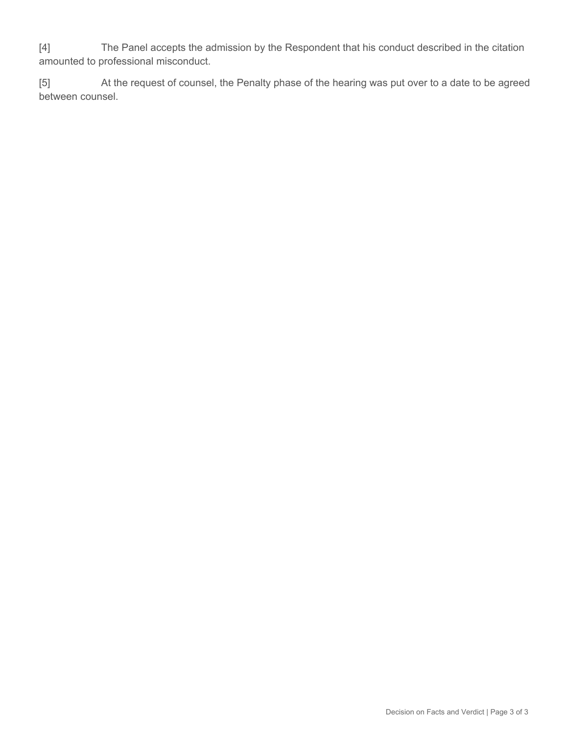[4] The Panel accepts the admission by the Respondent that his conduct described in the citation amounted to professional misconduct.

[5] At the request of counsel, the Penalty phase of the hearing was put over to a date to be agreed between counsel.